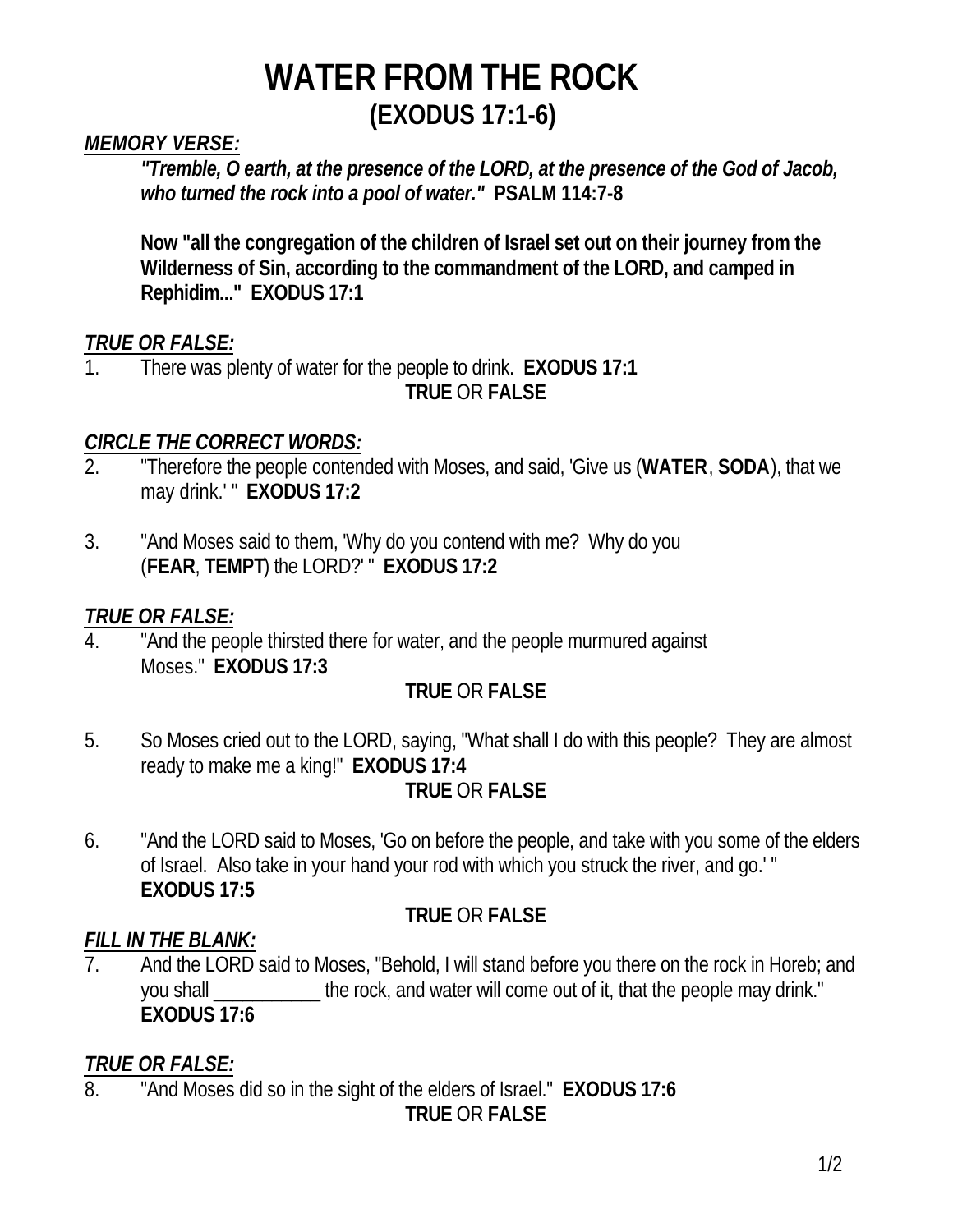# WATER FROM THE ROCK
## (EXODUS 17:1-6)

***MEMORY VERSE:***

***"Tremble, O earth, at the presence of the LORD, at the presence of the God of Jacob, who turned the rock into a pool of water."*** **PSALM 114:7-8**

**Now "all the congregation of the children of Israel set out on their journey from the Wilderness of Sin, according to the commandment of the LORD, and camped in Rephidim..." EXODUS 17:1**

***TRUE OR FALSE:***

1. There was plenty of water for the people to drink. **EXODUS 17:1**
   **TRUE** OR **FALSE**

***CIRCLE THE CORRECT WORDS:***

2. "Therefore the people contended with Moses, and said, 'Give us (**WATER**, **SODA**), that we may drink.' " **EXODUS 17:2**

3. "And Moses said to them, 'Why do you contend with me? Why do you (**FEAR**, **TEMPT**) the LORD?' " **EXODUS 17:2**

***TRUE OR FALSE:***

4. "And the people thirsted there for water, and the people murmured against Moses." **EXODUS 17:3**
   **TRUE** OR **FALSE**

5. So Moses cried out to the LORD, saying, "What shall I do with this people? They are almost ready to make me a king!" **EXODUS 17:4**
   **TRUE** OR **FALSE**

6. "And the LORD said to Moses, 'Go on before the people, and take with you some of the elders of Israel. Also take in your hand your rod with which you struck the river, and go.' " **EXODUS 17:5**
   **TRUE** OR **FALSE**

***FILL IN THE BLANK:***

7. And the LORD said to Moses, "Behold, I will stand before you there on the rock in Horeb; and you shall ___________ the rock, and water will come out of it, that the people may drink." **EXODUS 17:6**

***TRUE OR FALSE:***

8. "And Moses did so in the sight of the elders of Israel." **EXODUS 17:6**
   **TRUE** OR **FALSE**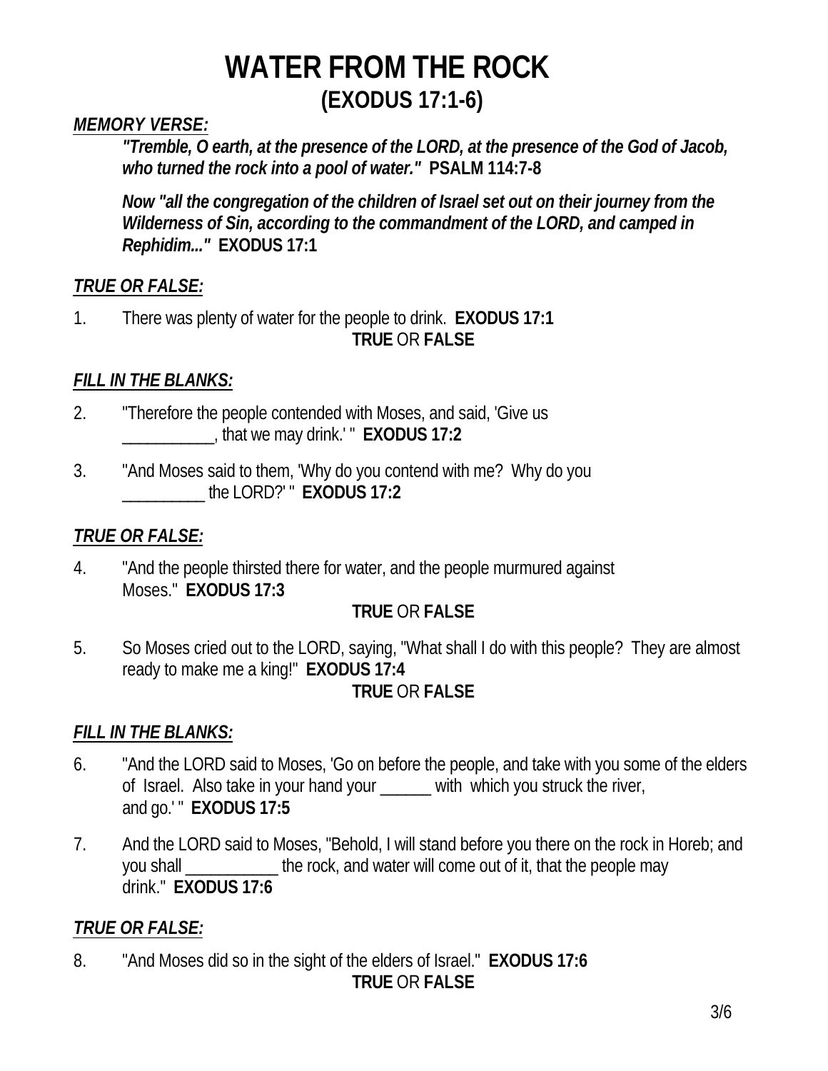# WATER FROM THE ROCK
## (EXODUS 17:1-6)

***MEMORY VERSE:***

***"Tremble, O earth, at the presence of the LORD, at the presence of the God of Jacob, who turned the rock into a pool of water."*** **PSALM 114:7-8**

***Now "all the congregation of the children of Israel set out on their journey from the Wilderness of Sin, according to the commandment of the LORD, and camped in Rephidim..."*** **EXODUS 17:1**

***TRUE OR FALSE:***

1. There was plenty of water for the people to drink. **EXODUS 17:1**
   **TRUE** OR **FALSE**

***FILL IN THE BLANKS:***

2. "Therefore the people contended with Moses, and said, 'Give us ___________, that we may drink.' " **EXODUS 17:2**

3. "And Moses said to them, 'Why do you contend with me? Why do you __________ the LORD?' " **EXODUS 17:2**

***TRUE OR FALSE:***

4. "And the people thirsted there for water, and the people murmured against Moses." **EXODUS 17:3**
   **TRUE** OR **FALSE**

5. So Moses cried out to the LORD, saying, "What shall I do with this people? They are almost ready to make me a king!" **EXODUS 17:4**
   **TRUE** OR **FALSE**

***FILL IN THE BLANKS:***

6. "And the LORD said to Moses, 'Go on before the people, and take with you some of the elders of Israel. Also take in your hand your ______ with which you struck the river, and go.' " **EXODUS 17:5**

7. And the LORD said to Moses, "Behold, I will stand before you there on the rock in Horeb; and you shall ___________ the rock, and water will come out of it, that the people may drink." **EXODUS 17:6**

***TRUE OR FALSE:***

8. "And Moses did so in the sight of the elders of Israel." **EXODUS 17:6**
   **TRUE** OR **FALSE**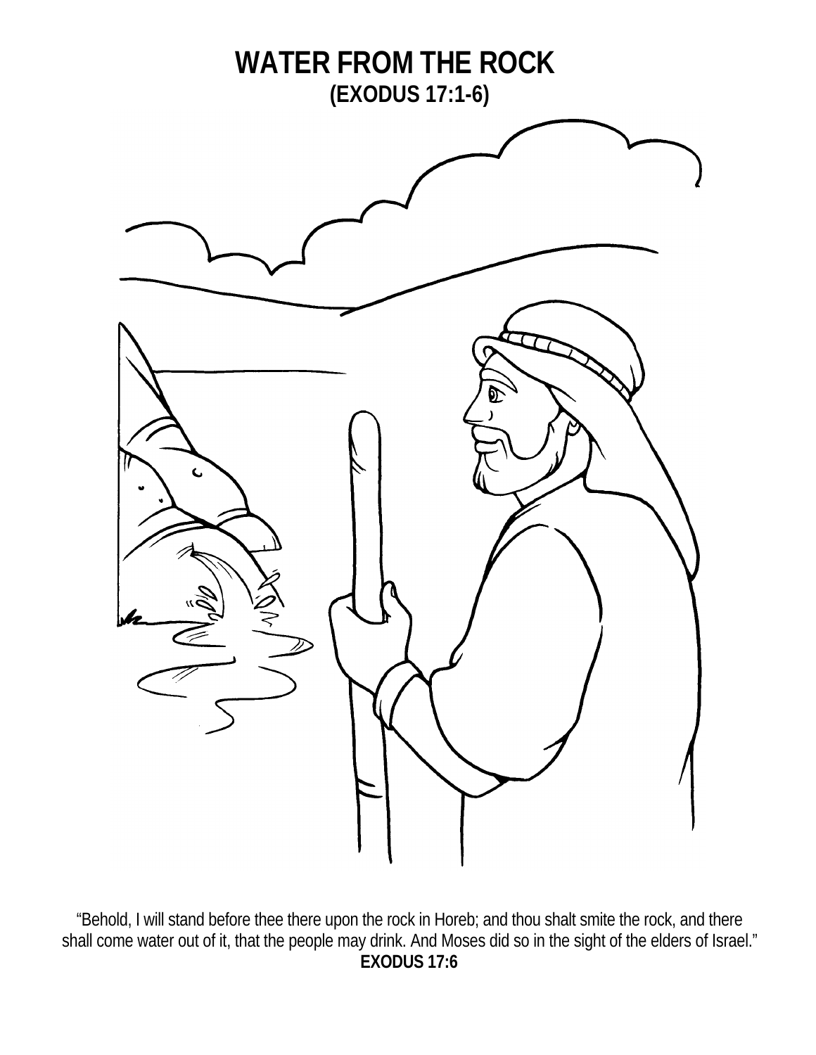# WATER FROM THE ROCK

## (EXODUS 17:1-6)

"Behold, I will stand before thee there upon the rock in Horeb; and thou shalt smite the rock, and there shall come water out of it, that the people may drink. And Moses did so in the sight of the elders of Israel."

**EXODUS 17:6**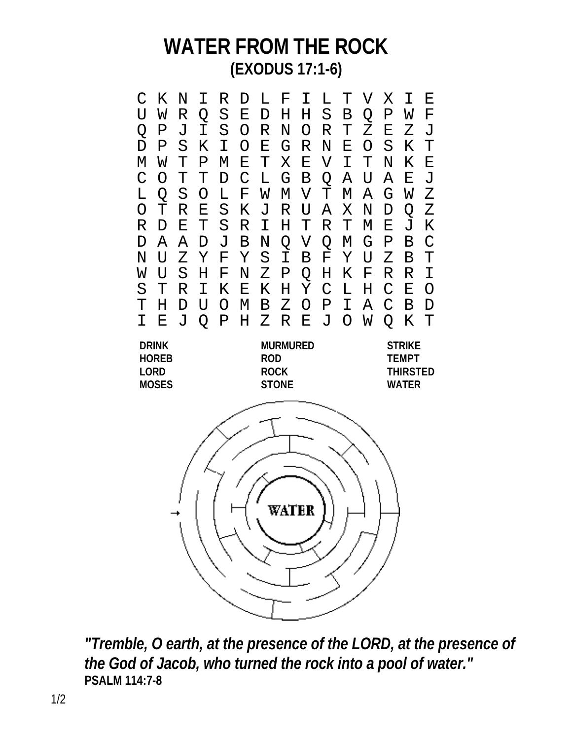# WATER FROM THE ROCK

## (EXODUS 17:1-6)

```
C K N I R D L F I L T V X I E
U W R Q S E D H H S B Q P W F
Q P J I S O R N O R T Z E Z J
D P S K I O E G R N E O S K T
M W T P M E T X E V I T N K E
C O T T D C L G B Q A U A E J
L Q S O L F W M V T M A G W Z
O T R E S K J R U A X N D Q Z
R D E T S R I H T R T M E J K
D A A D J B N Q V Q M G P B C
N U Z Y F Y S I B F Y U Z B T
W U S H F N Z P Q H K F R R I
S T R I K E K H Y C L H C E O
T H D U O M B Z O P I A C B D
I E J Q P H Z R E J O W Q K T
```

| | | |
|---|---|---|
| **DRINK** | **MURMURED** | **STRIKE** |
| **HOREB** | **ROD** | **TEMPT** |
| **LORD** | **ROCK** | **THIRSTED** |
| **MOSES** | **STONE** | **WATER** |

WATER

***"Tremble, O earth, at the presence of the LORD, at the presence of the God of Jacob, who turned the rock into a pool of water."***
**PSALM 114:7-8**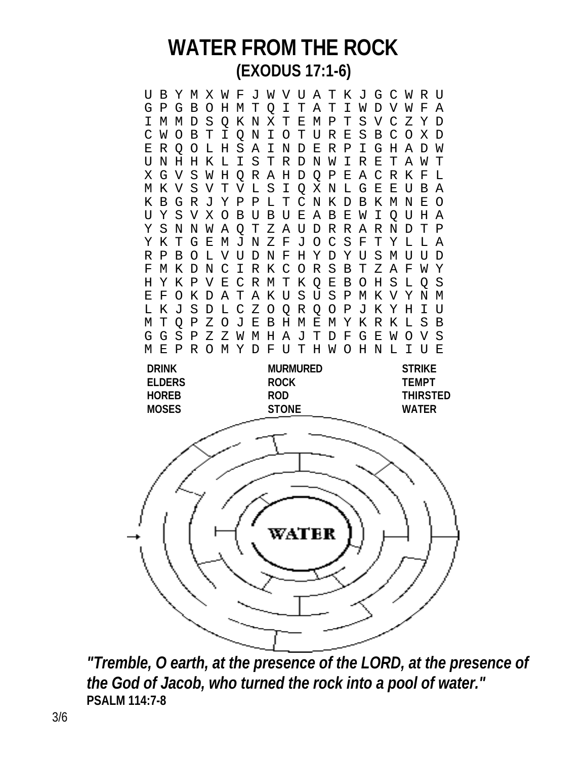# WATER FROM THE ROCK

## (EXODUS 17:1-6)

```
U B Y M X W F J W V U A T K J G C W R U
G P G B O H M T Q I T A T I W D V W F A
I M M D S Q K N X T E M P T S V C Z Y D
C W O B T I Q N I O T U R E S B C O X D
E R Q O L H S A I N D E R P I G H A D W
U N H H K L I S T R D N W I R E T A W T
X G V S W H Q R A H D Q P E A C R K F L
M K V S V T V L S I Q X N L G E E U B A
K B G R J Y P P L T C N K D B K M N E O
U Y S V X O B U B U E A B E W I Q U H A
Y S N N W A Q T Z A U D R R A R N D T P
Y K T G E M J N Z F J O C S F T Y L L A
R P B O L V U D N F H Y D Y U S M U U D
F M K D N C I R K C O R S B T Z A F W Y
H Y K P V E C R M T K Q E B O H S L Q S
E F O K D A T A K U S U S P M K V Y N M
L K J S D L C Z O Q R Q O P J K Y H I U
M T Q P Z O J E B H M E M Y K R K L S B
G G S P Z Z W M H A J T D F G E W O V S
M E P R O M Y D F U T H W O H N L I U E
```

| | | |
|---|---|---|
| DRINK | MURMURED | STRIKE |
| ELDERS | ROCK | TEMPT |
| HOREB | ROD | THIRSTED |
| MOSES | STONE | WATER |

WATER

***"Tremble, O earth, at the presence of the LORD, at the presence of the God of Jacob, who turned the rock into a pool of water."***

**PSALM 114:7-8**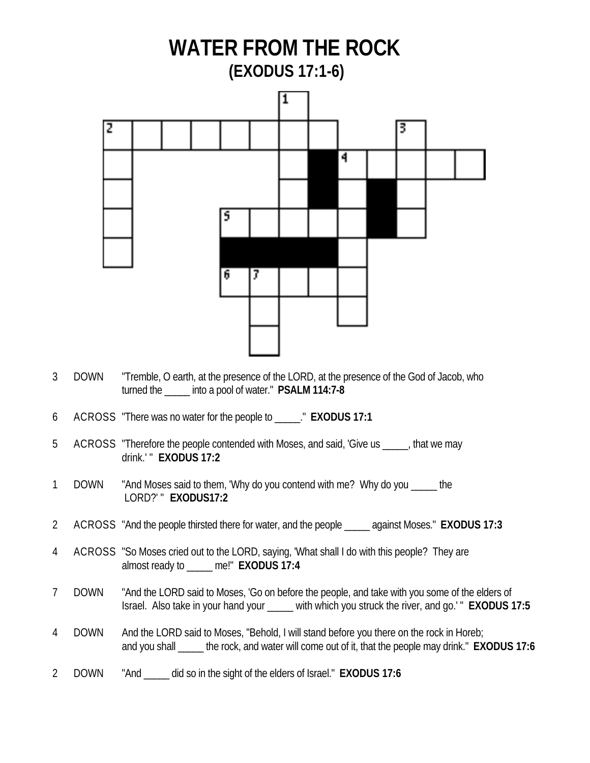# WATER FROM THE ROCK
## (EXODUS 17:1-6)

3 DOWN "Tremble, O earth, at the presence of the LORD, at the presence of the God of Jacob, who turned the _____ into a pool of water." **PSALM 114:7-8**

6 ACROSS "There was no water for the people to _____." **EXODUS 17:1**

5 ACROSS "Therefore the people contended with Moses, and said, 'Give us _____, that we may drink.' " **EXODUS 17:2**

1 DOWN "And Moses said to them, 'Why do you contend with me? Why do you _____ the LORD?' " **EXODUS17:2**

2 ACROSS "And the people thirsted there for water, and the people _____ against Moses." **EXODUS 17:3**

4 ACROSS "So Moses cried out to the LORD, saying, 'What shall I do with this people? They are almost ready to _____ me!" **EXODUS 17:4**

7 DOWN "And the LORD said to Moses, 'Go on before the people, and take with you some of the elders of Israel. Also take in your hand your _____ with which you struck the river, and go.' " **EXODUS 17:5**

4 DOWN And the LORD said to Moses, "Behold, I will stand before you there on the rock in Horeb; and you shall _____ the rock, and water will come out of it, that the people may drink." **EXODUS 17:6**

2 DOWN "And _____ did so in the sight of the elders of Israel." **EXODUS 17:6**